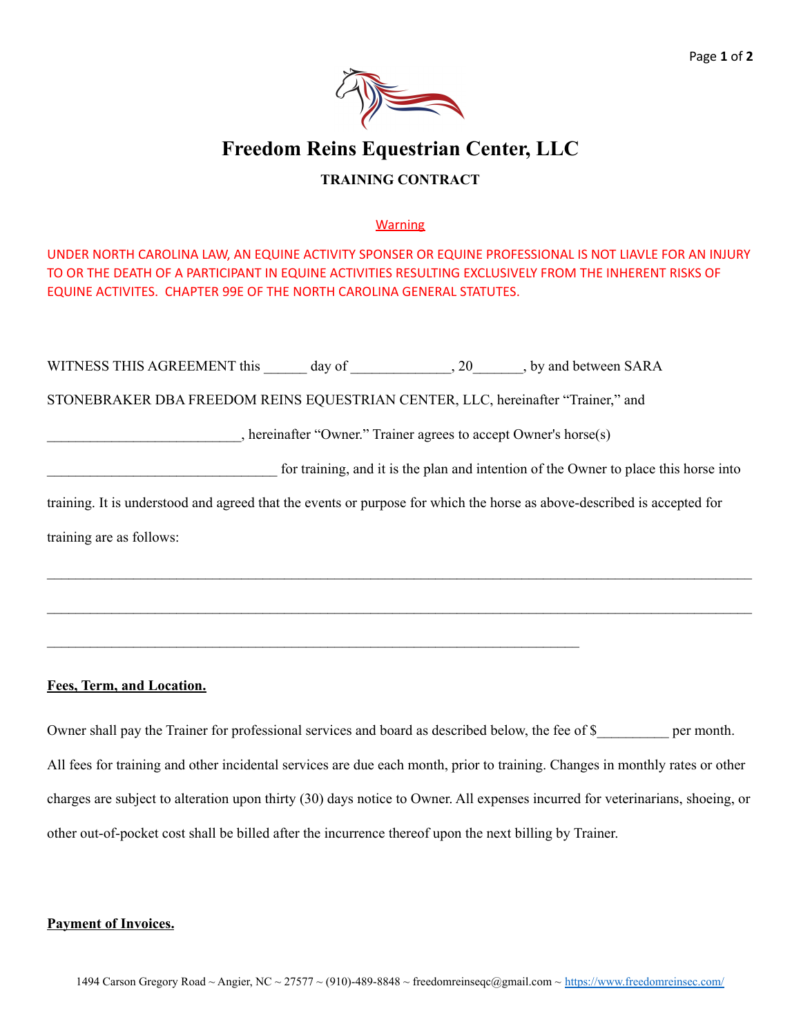# Freedom Reins Equestrian Center, LLC

## TRAINING CONTRACT

Warning

UNDER NORTH CAROLINA LAW, AN EQUINE ACTIVITY SPONSER OR EQUINE PROFESSIONAL IS NOT LIAVLE FOR AN INJURY TO OR THE DEATH OF A PARTICIPANT IN EQUINE ACTIVITIES RESULTING EXCLUSIVELY FROM THE INHERENT RISKS OF EQUINE ACTIVITES. CHAPTER 99E OF THE NORTH CAROLINA GENERAL STATUTES.

WITNESS THIS AGREEMENT this ______ day of ______________, 20_______, by and between SARA STONEBRAKER DBA FREEDOM REINS EQUESTRIAN CENTER, LLC, hereinafter "Trainer," and ___________________________, hereinafter "Owner." Trainer agrees to accept Owner's horse(s) ________________________________ for training, and it is the plan and intention of the Owner to place this horse into training. It is understood and agreed that the events or purpose for which the horse as above-described is accepted for training are as follows:

___________________________________________________________________________________________

___________________________________________________________________________________________

_____________________________________________________________________________

**Fees, Term, and Location.**

Owner shall pay the Trainer for professional services and board as described below, the fee of $__________ per month. All fees for training and other incidental services are due each month, prior to training. Changes in monthly rates or other charges are subject to alteration upon thirty (30) days notice to Owner. All expenses incurred for veterinarians, shoeing, or other out-of-pocket cost shall be billed after the incurrence thereof upon the next billing by Trainer.

**Payment of Invoices.**

1494 Carson Gregory Road ~ Angier, NC ~ 27577 ~ (910)-489-8848 ~ freedomreinseqc@gmail.com ~ https://www.freedomreinsec.com/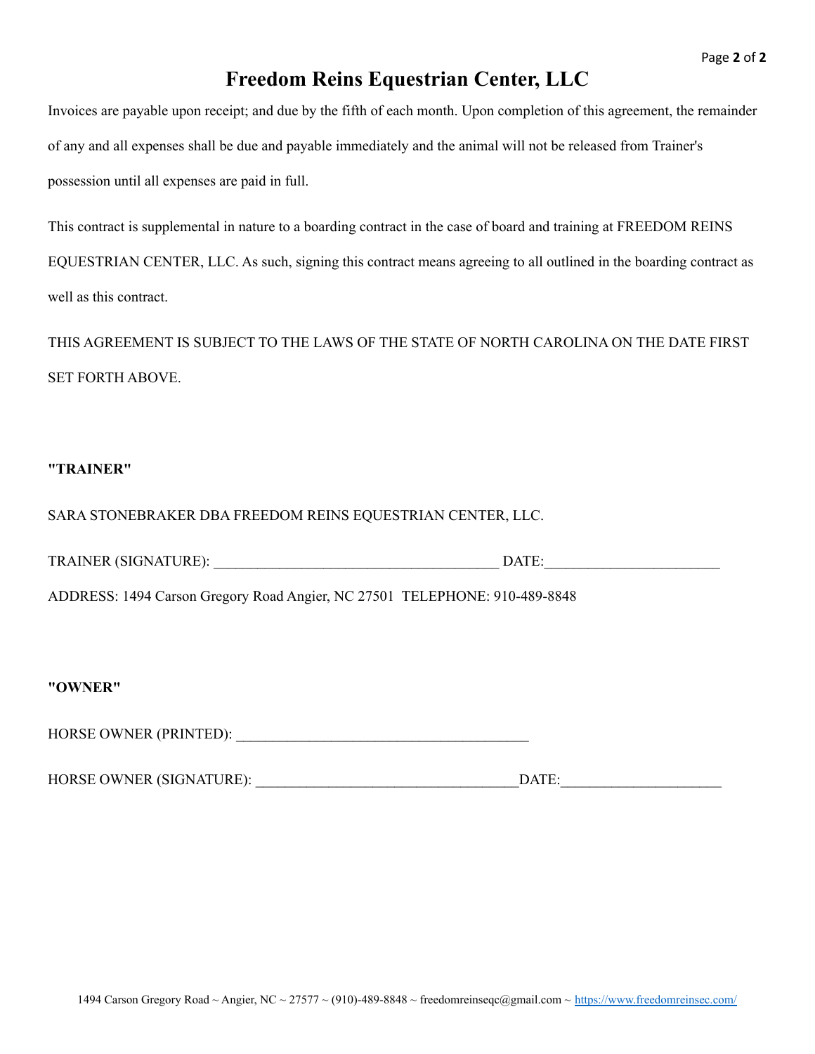Invoices are payable upon receipt; and due by the fifth of each month. Upon completion of this agreement, the remainder of any and all expenses shall be due and payable immediately and the animal will not be released from Trainer's possession until all expenses are paid in full.

This contract is supplemental in nature to a boarding contract in the case of board and training at FREEDOM REINS EQUESTRIAN CENTER, LLC. As such, signing this contract means agreeing to all outlined in the boarding contract as well as this contract.

THIS AGREEMENT IS SUBJECT TO THE LAWS OF THE STATE OF NORTH CAROLINA ON THE DATE FIRST SET FORTH ABOVE.

**"TRAINER"**

SARA STONEBRAKER DBA FREEDOM REINS EQUESTRIAN CENTER, LLC.

TRAINER (SIGNATURE): _______________________________________ DATE:_______________________

ADDRESS: 1494 Carson Gregory Road Angier, NC 27501 TELEPHONE: 910-489-8848

**"OWNER"**

HORSE OWNER (PRINTED): ________________________________________

HORSE OWNER (SIGNATURE): ____________________________________DATE:_____________________